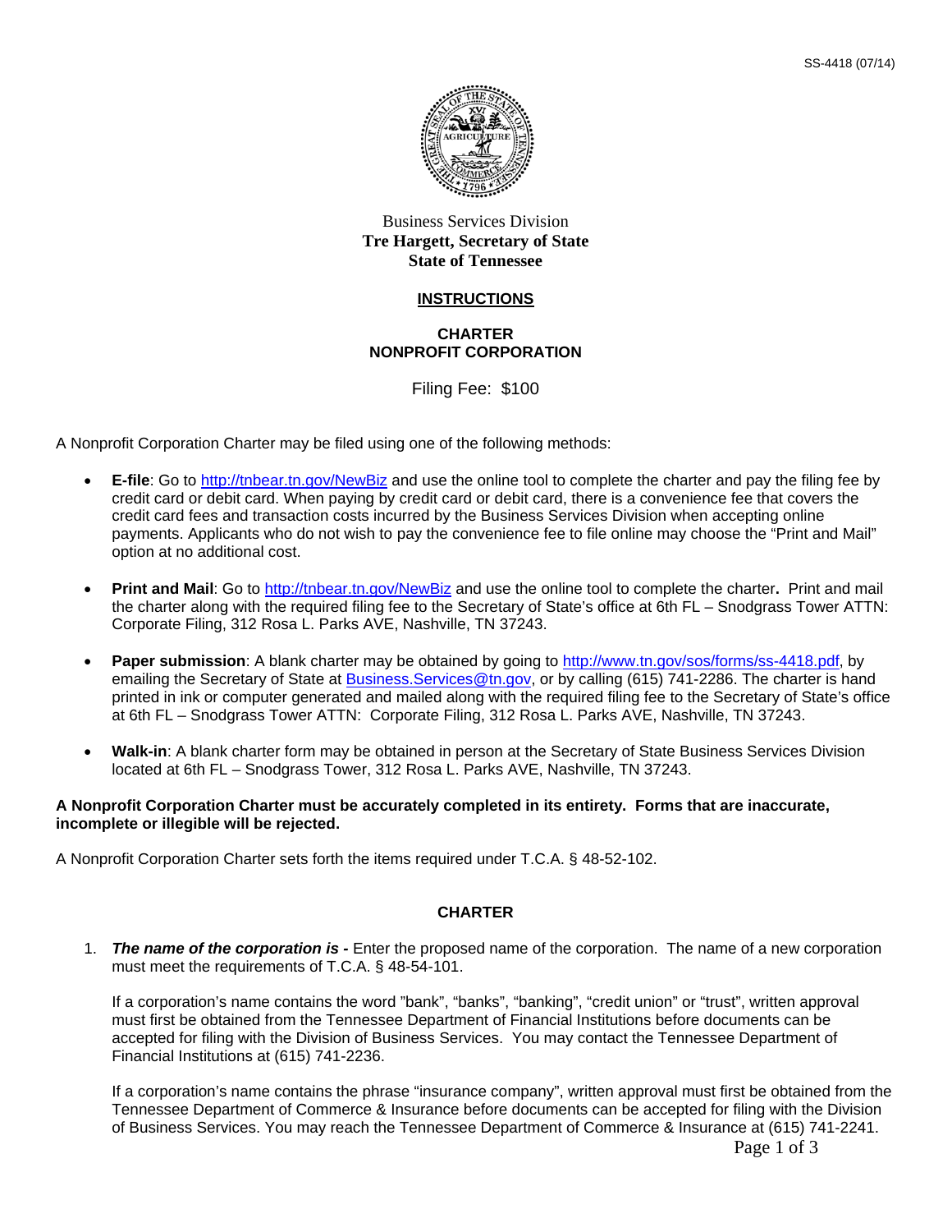SS-4418 (07/14)

Business Services Division
**Tre Hargett, Secretary of State**
**State of Tennessee**

# INSTRUCTIONS

## CHARTER
## NONPROFIT CORPORATION

Filing Fee: $100

A Nonprofit Corporation Charter may be filed using one of the following methods:

- **E-file**: Go to http://tnbear.tn.gov/NewBiz and use the online tool to complete the charter and pay the filing fee by credit card or debit card. When paying by credit card or debit card, there is a convenience fee that covers the credit card fees and transaction costs incurred by the Business Services Division when accepting online payments. Applicants who do not wish to pay the convenience fee to file online may choose the "Print and Mail" option at no additional cost.

- **Print and Mail**: Go to http://tnbear.tn.gov/NewBiz and use the online tool to complete the charter**.** Print and mail the charter along with the required filing fee to the Secretary of State's office at 6th FL – Snodgrass Tower ATTN: Corporate Filing, 312 Rosa L. Parks AVE, Nashville, TN 37243.

- **Paper submission**: A blank charter may be obtained by going to http://www.tn.gov/sos/forms/ss-4418.pdf, by emailing the Secretary of State at Business.Services@tn.gov, or by calling (615) 741-2286. The charter is hand printed in ink or computer generated and mailed along with the required filing fee to the Secretary of State's office at 6th FL – Snodgrass Tower ATTN: Corporate Filing, 312 Rosa L. Parks AVE, Nashville, TN 37243.

- **Walk-in**: A blank charter form may be obtained in person at the Secretary of State Business Services Division located at 6th FL – Snodgrass Tower, 312 Rosa L. Parks AVE, Nashville, TN 37243.

**A Nonprofit Corporation Charter must be accurately completed in its entirety. Forms that are inaccurate, incomplete or illegible will be rejected.**

A Nonprofit Corporation Charter sets forth the items required under T.C.A. § 48-52-102.

## CHARTER

1. ***The name of the corporation is -*** Enter the proposed name of the corporation. The name of a new corporation must meet the requirements of T.C.A. § 48-54-101.

   If a corporation's name contains the word "bank", "banks", "banking", "credit union" or "trust", written approval must first be obtained from the Tennessee Department of Financial Institutions before documents can be accepted for filing with the Division of Business Services. You may contact the Tennessee Department of Financial Institutions at (615) 741-2236.

   If a corporation's name contains the phrase "insurance company", written approval must first be obtained from the Tennessee Department of Commerce & Insurance before documents can be accepted for filing with the Division of Business Services. You may reach the Tennessee Department of Commerce & Insurance at (615) 741-2241.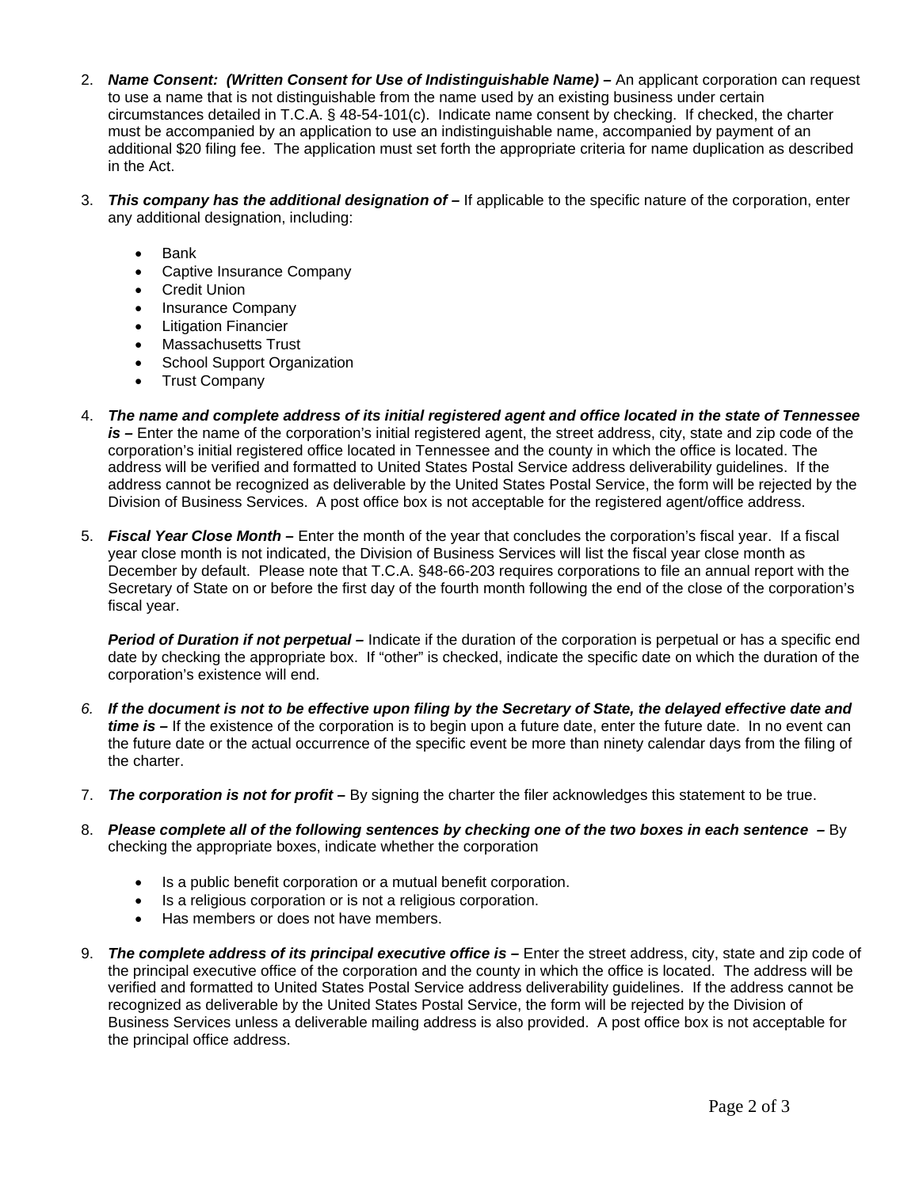2. ***Name Consent: (Written Consent for Use of Indistinguishable Name) –*** An applicant corporation can request to use a name that is not distinguishable from the name used by an existing business under certain circumstances detailed in T.C.A. § 48-54-101(c). Indicate name consent by checking. If checked, the charter must be accompanied by an application to use an indistinguishable name, accompanied by payment of an additional $20 filing fee. The application must set forth the appropriate criteria for name duplication as described in the Act.

3. ***This company has the additional designation of –*** If applicable to the specific nature of the corporation, enter any additional designation, including:

   - Bank
   - Captive Insurance Company
   - Credit Union
   - Insurance Company
   - Litigation Financier
   - Massachusetts Trust
   - School Support Organization
   - Trust Company

4. ***The name and complete address of its initial registered agent and office located in the state of Tennessee is –*** Enter the name of the corporation's initial registered agent, the street address, city, state and zip code of the corporation's initial registered office located in Tennessee and the county in which the office is located. The address will be verified and formatted to United States Postal Service address deliverability guidelines. If the address cannot be recognized as deliverable by the United States Postal Service, the form will be rejected by the Division of Business Services. A post office box is not acceptable for the registered agent/office address.

5. ***Fiscal Year Close Month –*** Enter the month of the year that concludes the corporation's fiscal year. If a fiscal year close month is not indicated, the Division of Business Services will list the fiscal year close month as December by default. Please note that T.C.A. §48-66-203 requires corporations to file an annual report with the Secretary of State on or before the first day of the fourth month following the end of the close of the corporation's fiscal year.

   ***Period of Duration if not perpetual –*** Indicate if the duration of the corporation is perpetual or has a specific end date by checking the appropriate box. If "other" is checked, indicate the specific date on which the duration of the corporation's existence will end.

6. ***If the document is not to be effective upon filing by the Secretary of State, the delayed effective date and time is –*** If the existence of the corporation is to begin upon a future date, enter the future date. In no event can the future date or the actual occurrence of the specific event be more than ninety calendar days from the filing of the charter.

7. ***The corporation is not for profit –*** By signing the charter the filer acknowledges this statement to be true.

8. ***Please complete all of the following sentences by checking one of the two boxes in each sentence –*** By checking the appropriate boxes, indicate whether the corporation

   - Is a public benefit corporation or a mutual benefit corporation.
   - Is a religious corporation or is not a religious corporation.
   - Has members or does not have members.

9. ***The complete address of its principal executive office is –*** Enter the street address, city, state and zip code of the principal executive office of the corporation and the county in which the office is located. The address will be verified and formatted to United States Postal Service address deliverability guidelines. If the address cannot be recognized as deliverable by the United States Postal Service, the form will be rejected by the Division of Business Services unless a deliverable mailing address is also provided. A post office box is not acceptable for the principal office address.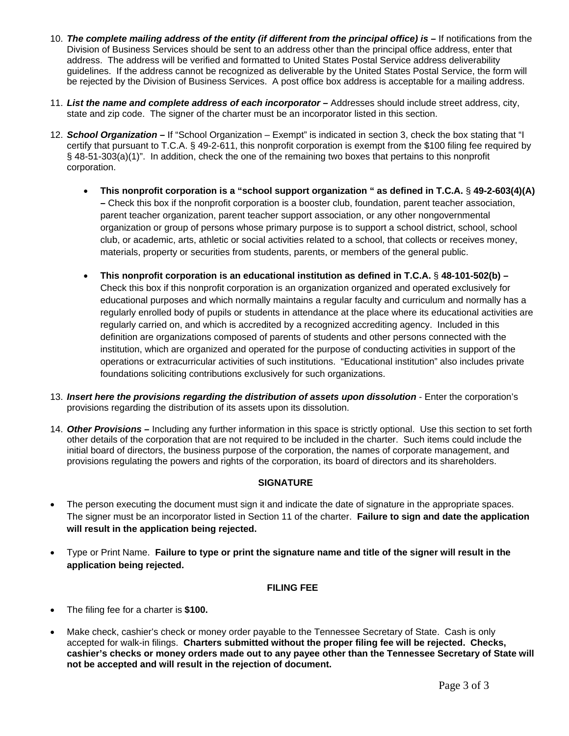10. ***The complete mailing address of the entity (if different from the principal office) is –*** If notifications from the Division of Business Services should be sent to an address other than the principal office address, enter that address. The address will be verified and formatted to United States Postal Service address deliverability guidelines. If the address cannot be recognized as deliverable by the United States Postal Service, the form will be rejected by the Division of Business Services. A post office box address is acceptable for a mailing address.

11. ***List the name and complete address of each incorporator –*** Addresses should include street address, city, state and zip code. The signer of the charter must be an incorporator listed in this section.

12. ***School Organization –*** If "School Organization – Exempt" is indicated in section 3, check the box stating that "I certify that pursuant to T.C.A. § 49-2-611, this nonprofit corporation is exempt from the $100 filing fee required by § 48-51-303(a)(1)". In addition, check the one of the remaining two boxes that pertains to this nonprofit corporation.

    - **This nonprofit corporation is a "school support organization " as defined in T.C.A. § 49-2-603(4)(A) –** Check this box if the nonprofit corporation is a booster club, foundation, parent teacher association, parent teacher organization, parent teacher support association, or any other nongovernmental organization or group of persons whose primary purpose is to support a school district, school, school club, or academic, arts, athletic or social activities related to a school, that collects or receives money, materials, property or securities from students, parents, or members of the general public.

    - **This nonprofit corporation is an educational institution as defined in T.C.A. § 48-101-502(b) –** Check this box if this nonprofit corporation is an organization organized and operated exclusively for educational purposes and which normally maintains a regular faculty and curriculum and normally has a regularly enrolled body of pupils or students in attendance at the place where its educational activities are regularly carried on, and which is accredited by a recognized accrediting agency. Included in this definition are organizations composed of parents of students and other persons connected with the institution, which are organized and operated for the purpose of conducting activities in support of the operations or extracurricular activities of such institutions. "Educational institution" also includes private foundations soliciting contributions exclusively for such organizations.

13. ***Insert here the provisions regarding the distribution of assets upon dissolution*** - Enter the corporation's provisions regarding the distribution of its assets upon its dissolution.

14. ***Other Provisions –*** Including any further information in this space is strictly optional. Use this section to set forth other details of the corporation that are not required to be included in the charter. Such items could include the initial board of directors, the business purpose of the corporation, the names of corporate management, and provisions regulating the powers and rights of the corporation, its board of directors and its shareholders.

## SIGNATURE

- The person executing the document must sign it and indicate the date of signature in the appropriate spaces. The signer must be an incorporator listed in Section 11 of the charter. **Failure to sign and date the application will result in the application being rejected.**

- Type or Print Name. **Failure to type or print the signature name and title of the signer will result in the application being rejected.**

## FILING FEE

- The filing fee for a charter is **$100.**

- Make check, cashier's check or money order payable to the Tennessee Secretary of State. Cash is only accepted for walk-in filings. **Charters submitted without the proper filing fee will be rejected. Checks, cashier's checks or money orders made out to any payee other than the Tennessee Secretary of State will not be accepted and will result in the rejection of document.**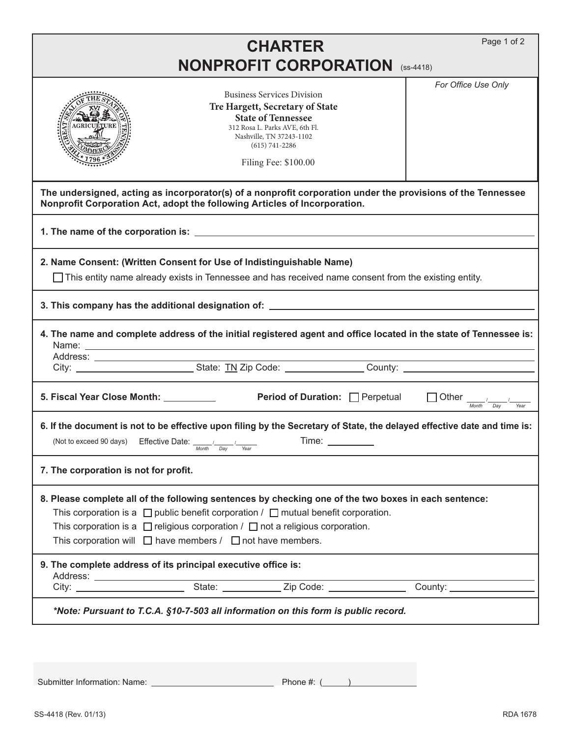# CHARTER
# NONPROFIT CORPORATION (ss-4418)

*For Office Use Only*

Business Services Division
**Tre Hargett, Secretary of State**
**State of Tennessee**
312 Rosa L. Parks AVE, 6th Fl.
Nashville, TN 37243-1102
(615) 741-2286

Filing Fee: $100.00

**The undersigned, acting as incorporator(s) of a nonprofit corporation under the provisions of the Tennessee Nonprofit Corporation Act, adopt the following Articles of Incorporation.**

**1. The name of the corporation is:** ______________________________

**2. Name Consent: (Written Consent for Use of Indistinguishable Name)**

☐ This entity name already exists in Tennessee and has received name consent from the existing entity.

**3. This company has the additional designation of:** ______________________________

**4. The name and complete address of the initial registered agent and office located in the state of Tennessee is:**

Name: ______________________________
Address: ______________________________
City: ______________ State: TN Zip Code: ______________ County: ______________

**5. Fiscal Year Close Month:** __________ **Period of Duration:** ☐ Perpetual ☐ Other ____/____/____ (Month / Day / Year)

**6. If the document is not to be effective upon filing by the Secretary of State, the delayed effective date and time is:**

(Not to exceed 90 days) Effective Date: ____/____/____ (Month / Day / Year) Time: __________

**7. The corporation is not for profit.**

**8. Please complete all of the following sentences by checking one of the two boxes in each sentence:**

This corporation is a ☐ public benefit corporation / ☐ mutual benefit corporation.
This corporation is a ☐ religious corporation / ☐ not a religious corporation.
This corporation will ☐ have members / ☐ not have members.

**9. The complete address of its principal executive office is:**

Address: ______________________________
City: ______________ State: __________ Zip Code: ______________ County: ______________

***\*Note: Pursuant to T.C.A. §10-7-503 all information on this form is public record.***

Submitter Information: Name: ______________________ Phone #: (      ) __________

SS-4418 (Rev. 01/13) RDA 1678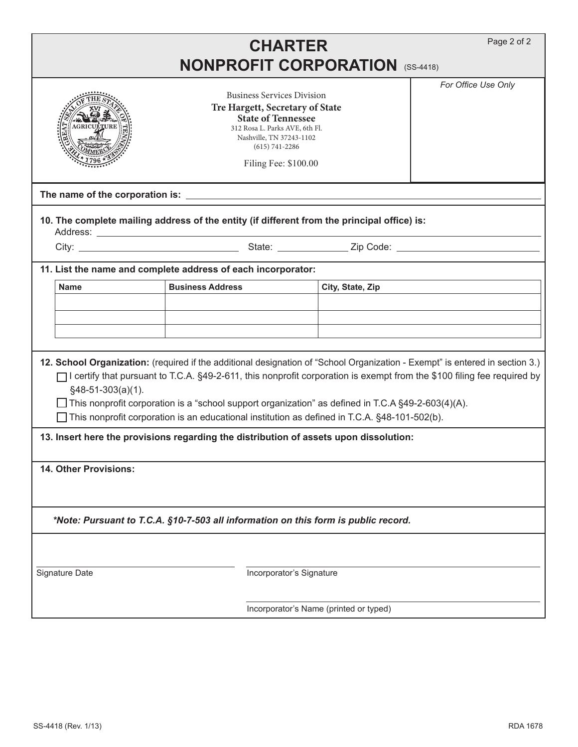# CHARTER NONPROFIT CORPORATION (SS-4418)

Business Services Division
**Tre Hargett, Secretary of State**
**State of Tennessee**
312 Rosa L. Parks AVE, 6th Fl.
Nashville, TN 37243-1102
(615) 741-2286

Filing Fee: $100.00

*For Office Use Only*

**The name of the corporation is:** ______________________________

**10. The complete mailing address of the entity (if different from the principal office) is:**

Address: ______________________________

City: ______________ State: ______________ Zip Code: ______________

**11. List the name and complete address of each incorporator:**

| Name | Business Address | City, State, Zip |
|---|---|---|
| | | |
| | | |
| | | |

**12. School Organization:** (required if the additional designation of "School Organization - Exempt" is entered in section 3.)

- ☐ I certify that pursuant to T.C.A. §49-2-611, this nonprofit corporation is exempt from the $100 filing fee required by §48-51-303(a)(1).
- ☐ This nonprofit corporation is a "school support organization" as defined in T.C.A §49-2-603(4)(A).
- ☐ This nonprofit corporation is an educational institution as defined in T.C.A. §48-101-502(b).

**13. Insert here the provisions regarding the distribution of assets upon dissolution:**

**14. Other Provisions:**

***Note: Pursuant to T.C.A. §10-7-503 all information on this form is public record.***

______________________________
Signature Date

______________________________
Incorporator's Signature

______________________________
Incorporator's Name (printed or typed)

SS-4418 (Rev. 1/13) RDA 1678